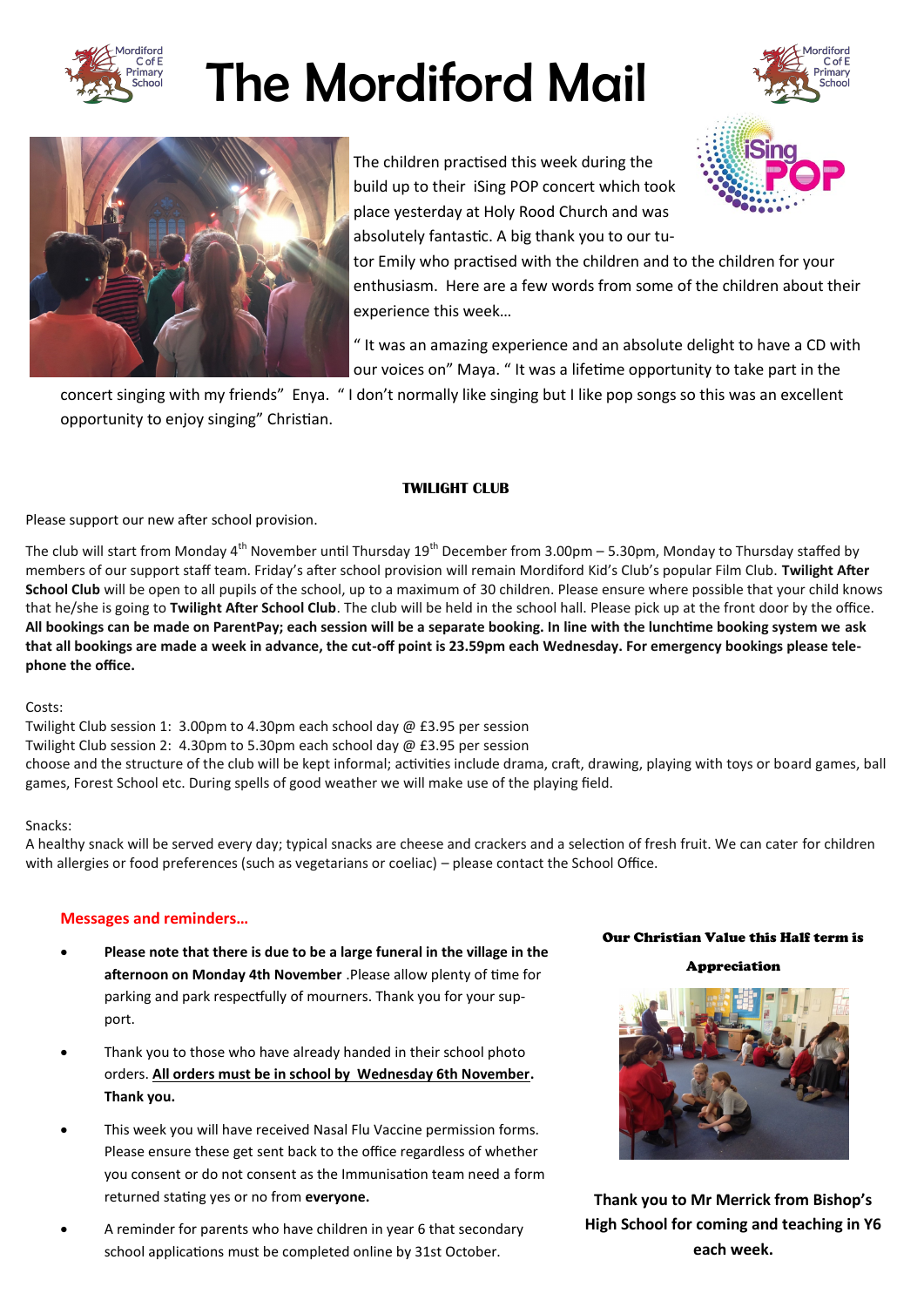# The Mordiford Mail

The children practised this week during the build up to their iSing POP concert which took place yesterday at Holy Rood Church and was absolutely fantastic. A big thank you to our tutor Emily who practised with the children and to the children for your enthusiasm. Here are a few words from some of the children about their experience this week…

" It was an amazing experience and an absolute delight to have a CD with our voices on" Maya. " It was a lifetime opportunity to take part in the concert singing with my friends" Enya. " I don't normally like singing but I like pop songs so this was an excellent opportunity to enjoy singing" Christian.

## TWILIGHT CLUB

Please support our new after school provision.

The club will start from Monday 4th November until Thursday 19th December from 3.00pm – 5.30pm, Monday to Thursday staffed by members of our support staff team. Friday's after school provision will remain Mordiford Kid's Club's popular Film Club. **Twilight After School Club** will be open to all pupils of the school, up to a maximum of 30 children. Please ensure where possible that your child knows that he/she is going to **Twilight After School Club**. The club will be held in the school hall. Please pick up at the front door by the office. **All bookings can be made on ParentPay; each session will be a separate booking. In line with the lunchtime booking system we ask that all bookings are made a week in advance, the cut-off point is 23.59pm each Wednesday. For emergency bookings please telephone the office.**

Costs:
Twilight Club session 1: 3.00pm to 4.30pm each school day @ £3.95 per session
Twilight Club session 2: 4.30pm to 5.30pm each school day @ £3.95 per session
choose and the structure of the club will be kept informal; activities include drama, craft, drawing, playing with toys or board games, ball games, Forest School etc. During spells of good weather we will make use of the playing field.

Snacks:
A healthy snack will be served every day; typical snacks are cheese and crackers and a selection of fresh fruit. We can cater for children with allergies or food preferences (such as vegetarians or coeliac) – please contact the School Office.

## Messages and reminders…

- **Please note that there is due to be a large funeral in the village in the afternoon on Monday 4th November** .Please allow plenty of time for parking and park respectfully of mourners. Thank you for your support.
- Thank you to those who have already handed in their school photo orders. **All orders must be in school by Wednesday 6th November. Thank you.**
- This week you will have received Nasal Flu Vaccine permission forms. Please ensure these get sent back to the office regardless of whether you consent or do not consent as the Immunisation team need a form returned stating yes or no from **everyone.**
- A reminder for parents who have children in year 6 that secondary school applications must be completed online by 31st October.

**Our Christian Value this Half term is Appreciation**

**Thank you to Mr Merrick from Bishop's High School for coming and teaching in Y6 each week.**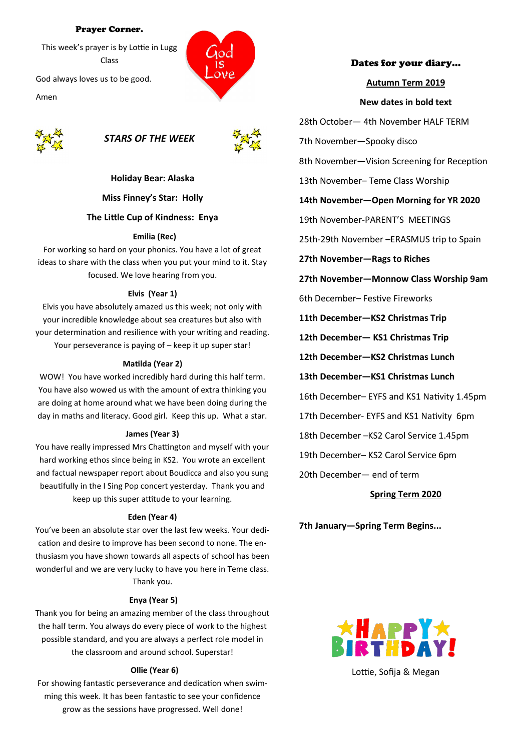## Prayer Corner.

This week's prayer is by Lottie in Lugg Class

God always loves us to be good.

Amen

God is Love

## *STARS OF THE WEEK*

**Holiday Bear: Alaska**

**Miss Finney's Star: Holly**

**The Little Cup of Kindness: Enya**

**Emilia (Rec)**

For working so hard on your phonics. You have a lot of great ideas to share with the class when you put your mind to it. Stay focused. We love hearing from you.

**Elvis (Year 1)**

Elvis you have absolutely amazed us this week; not only with your incredible knowledge about sea creatures but also with your determination and resilience with your writing and reading. Your perseverance is paying of – keep it up super star!

**Matilda (Year 2)**

WOW! You have worked incredibly hard during this half term. You have also wowed us with the amount of extra thinking you are doing at home around what we have been doing during the day in maths and literacy. Good girl. Keep this up. What a star.

**James (Year 3)**

You have really impressed Mrs Chattington and myself with your hard working ethos since being in KS2. You wrote an excellent and factual newspaper report about Boudicca and also you sung beautifully in the I Sing Pop concert yesterday. Thank you and keep up this super attitude to your learning.

**Eden (Year 4)**

You've been an absolute star over the last few weeks. Your dedication and desire to improve has been second to none. The enthusiasm you have shown towards all aspects of school has been wonderful and we are very lucky to have you here in Teme class. Thank you.

**Enya (Year 5)**

Thank you for being an amazing member of the class throughout the half term. You always do every piece of work to the highest possible standard, and you are always a perfect role model in the classroom and around school. Superstar!

**Ollie (Year 6)**

For showing fantastic perseverance and dedication when swimming this week. It has been fantastic to see your confidence grow as the sessions have progressed. Well done!

## Dates for your diary...

**Autumn Term 2019**

**New dates in bold text**

28th October— 4th November HALF TERM

7th November—Spooky disco

8th November—Vision Screening for Reception

13th November– Teme Class Worship

**14th November—Open Morning for YR 2020**

19th November-PARENT'S MEETINGS

25th-29th November –ERASMUS trip to Spain

**27th November—Rags to Riches**

**27th November—Monnow Class Worship 9am**

6th December– Festive Fireworks

**11th December—KS2 Christmas Trip**

**12th December— KS1 Christmas Trip**

**12th December—KS2 Christmas Lunch**

**13th December—KS1 Christmas Lunch**

16th December– EYFS and KS1 Nativity 1.45pm

17th December- EYFS and KS1 Nativity 6pm

18th December –KS2 Carol Service 1.45pm

19th December– KS2 Carol Service 6pm

20th December— end of term

**Spring Term 2020**

**7th January—Spring Term Begins...**

HAPPY BIRTHDAY!

Lottie, Sofija & Megan